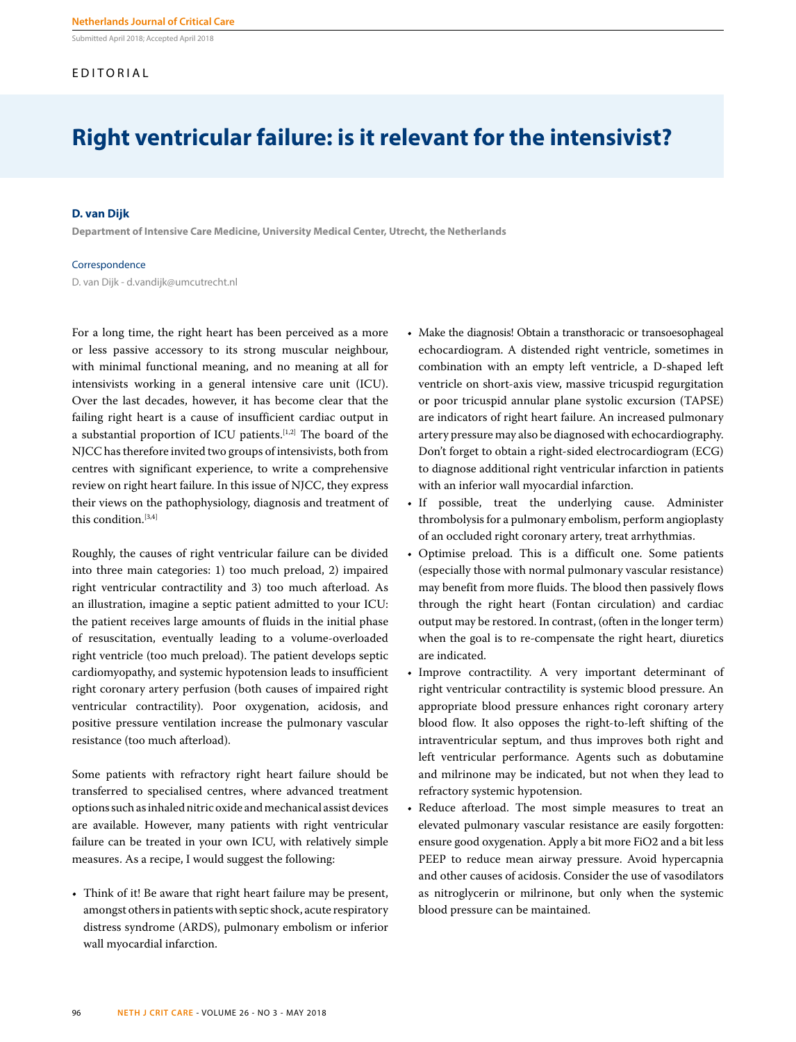Submitted April 2018; Accepted April 2018

EDITORIAL

# Right ventricular failure: is it relevant for the intensivist?

**D. van Dijk**

**Department of Intensive Care Medicine, University Medical Center, Utrecht, the Netherlands**

Correspondence

D. van Dijk - d.vandijk@umcutrecht.nl

For a long time, the right heart has been perceived as a more or less passive accessory to its strong muscular neighbour, with minimal functional meaning, and no meaning at all for intensivists working in a general intensive care unit (ICU). Over the last decades, however, it has become clear that the failing right heart is a cause of insufficient cardiac output in a substantial proportion of ICU patients.[1,2] The board of the NJCC has therefore invited two groups of intensivists, both from centres with significant experience, to write a comprehensive review on right heart failure. In this issue of NJCC, they express their views on the pathophysiology, diagnosis and treatment of this condition.[3,4]

Roughly, the causes of right ventricular failure can be divided into three main categories: 1) too much preload, 2) impaired right ventricular contractility and 3) too much afterload. As an illustration, imagine a septic patient admitted to your ICU: the patient receives large amounts of fluids in the initial phase of resuscitation, eventually leading to a volume-overloaded right ventricle (too much preload). The patient develops septic cardiomyopathy, and systemic hypotension leads to insufficient right coronary artery perfusion (both causes of impaired right ventricular contractility). Poor oxygenation, acidosis, and positive pressure ventilation increase the pulmonary vascular resistance (too much afterload).

Some patients with refractory right heart failure should be transferred to specialised centres, where advanced treatment options such as inhaled nitric oxide and mechanical assist devices are available. However, many patients with right ventricular failure can be treated in your own ICU, with relatively simple measures. As a recipe, I would suggest the following:

- Think of it! Be aware that right heart failure may be present, amongst others in patients with septic shock, acute respiratory distress syndrome (ARDS), pulmonary embolism or inferior wall myocardial infarction.
- Make the diagnosis! Obtain a transthoracic or transoesophageal echocardiogram. A distended right ventricle, sometimes in combination with an empty left ventricle, a D-shaped left ventricle on short-axis view, massive tricuspid regurgitation or poor tricuspid annular plane systolic excursion (TAPSE) are indicators of right heart failure. An increased pulmonary artery pressure may also be diagnosed with echocardiography. Don't forget to obtain a right-sided electrocardiogram (ECG) to diagnose additional right ventricular infarction in patients with an inferior wall myocardial infarction.
- If possible, treat the underlying cause. Administer thrombolysis for a pulmonary embolism, perform angioplasty of an occluded right coronary artery, treat arrhythmias.
- Optimise preload. This is a difficult one. Some patients (especially those with normal pulmonary vascular resistance) may benefit from more fluids. The blood then passively flows through the right heart (Fontan circulation) and cardiac output may be restored. In contrast, (often in the longer term) when the goal is to re-compensate the right heart, diuretics are indicated.
- Improve contractility. A very important determinant of right ventricular contractility is systemic blood pressure. An appropriate blood pressure enhances right coronary artery blood flow. It also opposes the right-to-left shifting of the intraventricular septum, and thus improves both right and left ventricular performance. Agents such as dobutamine and milrinone may be indicated, but not when they lead to refractory systemic hypotension.
- Reduce afterload. The most simple measures to treat an elevated pulmonary vascular resistance are easily forgotten: ensure good oxygenation. Apply a bit more $FiO_2$ and a bit less PEEP to reduce mean airway pressure. Avoid hypercapnia and other causes of acidosis. Consider the use of vasodilators as nitroglycerin or milrinone, but only when the systemic blood pressure can be maintained.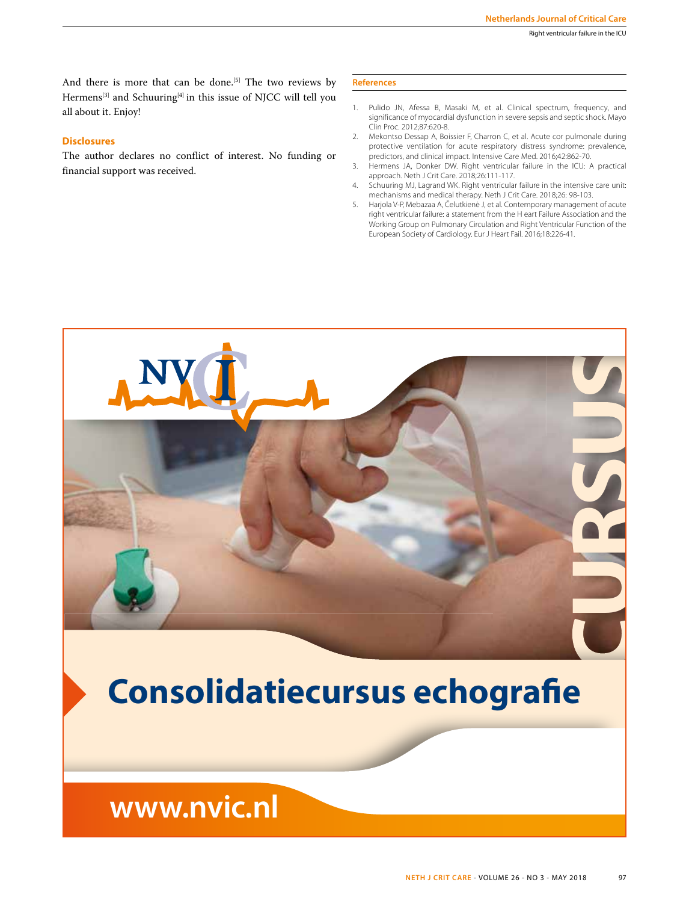And there is more that can be done.[5] The two reviews by Hermens[3] and Schuuring[4] in this issue of NJCC will tell you all about it. Enjoy!

### Disclosures

The author declares no conflict of interest. No funding or financial support was received.

### References

1. Pulido JN, Afessa B, Masaki M, et al. Clinical spectrum, frequency, and significance of myocardial dysfunction in severe sepsis and septic shock. Mayo Clin Proc. 2012;87:620-8.
2. Mekontso Dessap A, Boissier F, Charron C, et al. Acute cor pulmonale during protective ventilation for acute respiratory distress syndrome: prevalence, predictors, and clinical impact. Intensive Care Med. 2016;42:862-70.
3. Hermens JA, Donker DW. Right ventricular failure in the ICU: A practical approach. Neth J Crit Care. 2018;26:111-117.
4. Schuuring MJ, Lagrand WK. Right ventricular failure in the intensive care unit: mechanisms and medical therapy. Neth J Crit Care. 2018;26: 98-103.
5. Harjola V-P, Mebazaa A, Čelutkienė J, et al. Contemporary management of acute right ventricular failure: a statement from the H eart Failure Association and the Working Group on Pulmonary Circulation and Right Ventricular Function of the European Society of Cardiology. Eur J Heart Fail. 2016;18:226-41.

NVIC

CURSUS

**Consolidatiecursus echografie**

**www.nvic.nl**